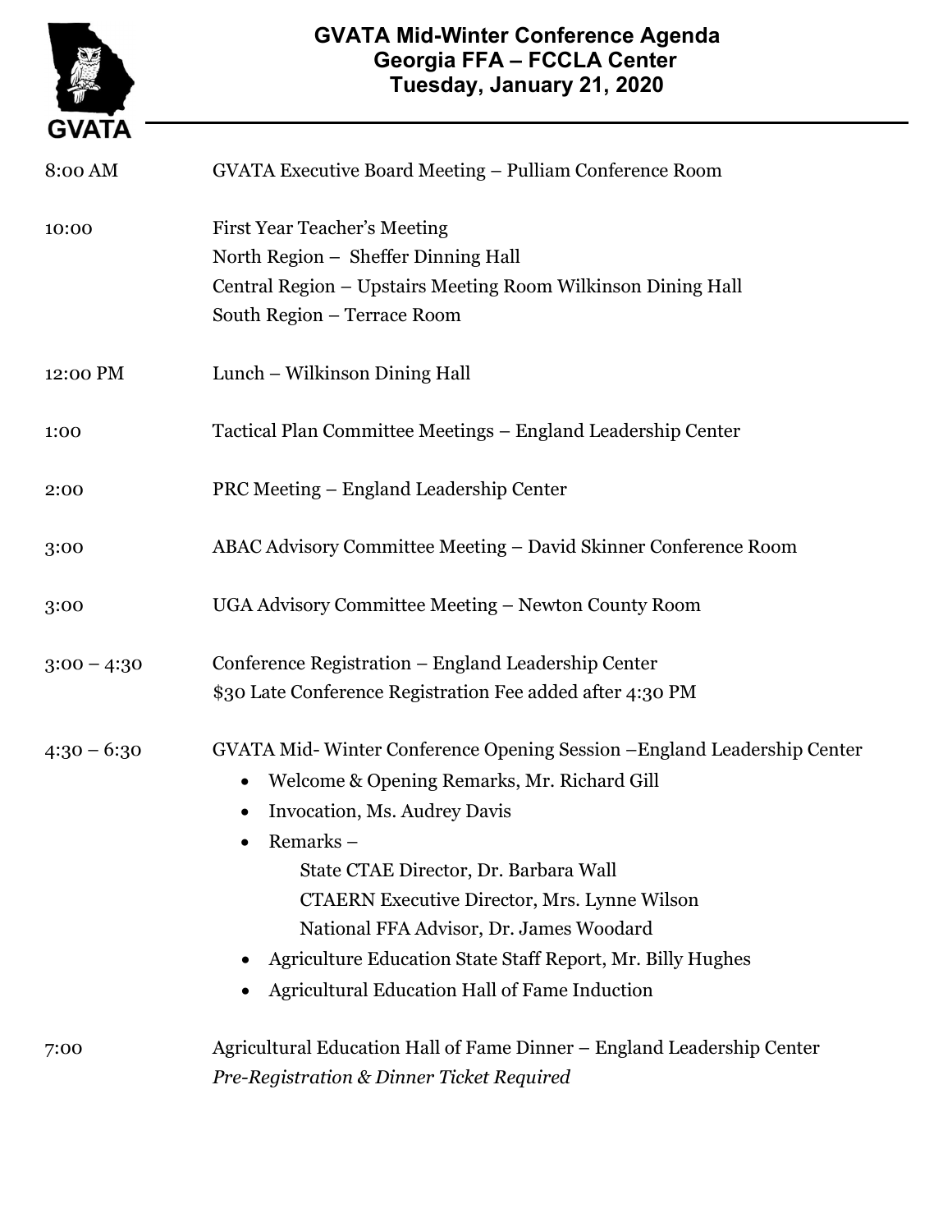GVATA

# GVATA Mid-Winter Conference Agenda
## Georgia FFA – FCCLA Center
## Tuesday, January 21, 2020

| | |
|---|---|
| 8:00 AM | GVATA Executive Board Meeting – Pulliam Conference Room |
| 10:00 | First Year Teacher's Meeting<br>North Region – Sheffer Dinning Hall<br>Central Region – Upstairs Meeting Room Wilkinson Dining Hall<br>South Region – Terrace Room |
| 12:00 PM | Lunch – Wilkinson Dining Hall |
| 1:00 | Tactical Plan Committee Meetings – England Leadership Center |
| 2:00 | PRC Meeting – England Leadership Center |
| 3:00 | ABAC Advisory Committee Meeting – David Skinner Conference Room |
| 3:00 | UGA Advisory Committee Meeting – Newton County Room |
| 3:00 – 4:30 | Conference Registration – England Leadership Center<br>$30 Late Conference Registration Fee added after 4:30 PM |
| 4:30 – 6:30 | GVATA Mid- Winter Conference Opening Session –England Leadership Center<br>• Welcome & Opening Remarks, Mr. Richard Gill<br>• Invocation, Ms. Audrey Davis<br>• Remarks –<br>State CTAE Director, Dr. Barbara Wall<br>CTAERN Executive Director, Mrs. Lynne Wilson<br>National FFA Advisor, Dr. James Woodard<br>• Agriculture Education State Staff Report, Mr. Billy Hughes<br>• Agricultural Education Hall of Fame Induction |
| 7:00 | Agricultural Education Hall of Fame Dinner – England Leadership Center<br>*Pre-Registration & Dinner Ticket Required* |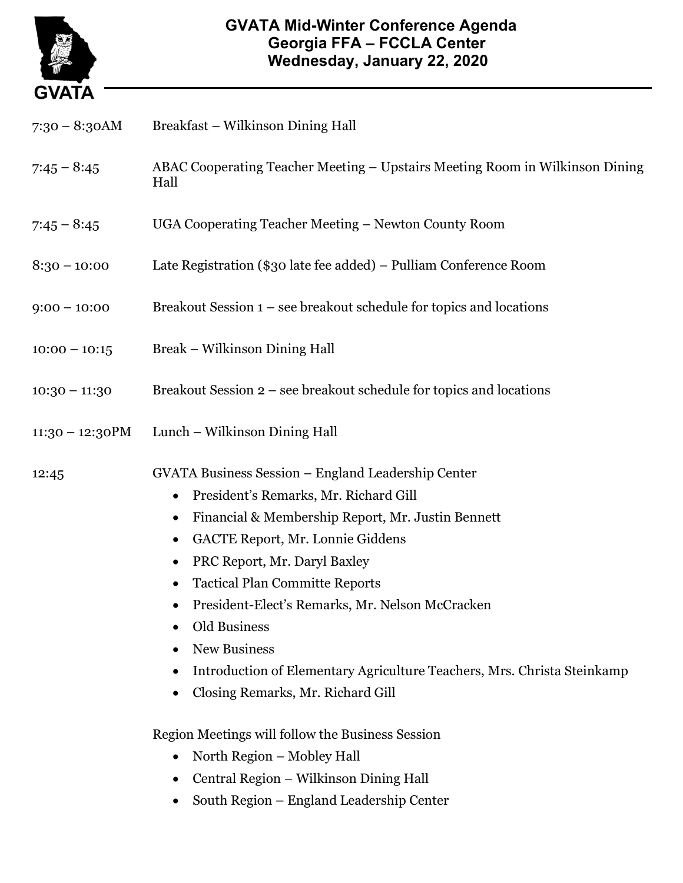# GVATA Mid-Winter Conference Agenda
## Georgia FFA – FCCLA Center
## Wednesday, January 22, 2020

GVATA

| | |
|---|---|
| 7:30 – 8:30AM | Breakfast – Wilkinson Dining Hall |
| 7:45 – 8:45 | ABAC Cooperating Teacher Meeting – Upstairs Meeting Room in Wilkinson Dining Hall |
| 7:45 – 8:45 | UGA Cooperating Teacher Meeting – Newton County Room |
| 8:30 – 10:00 | Late Registration ($30 late fee added) – Pulliam Conference Room |
| 9:00 – 10:00 | Breakout Session 1 – see breakout schedule for topics and locations |
| 10:00 – 10:15 | Break – Wilkinson Dining Hall |
| 10:30 – 11:30 | Breakout Session 2 – see breakout schedule for topics and locations |
| 11:30 – 12:30PM | Lunch – Wilkinson Dining Hall |
| 12:45 | GVATA Business Session – England Leadership Center |

- President's Remarks, Mr. Richard Gill
- Financial & Membership Report, Mr. Justin Bennett
- GACTE Report, Mr. Lonnie Giddens
- PRC Report, Mr. Daryl Baxley
- Tactical Plan Committe Reports
- President-Elect's Remarks, Mr. Nelson McCracken
- Old Business
- New Business
- Introduction of Elementary Agriculture Teachers, Mrs. Christa Steinkamp
- Closing Remarks, Mr. Richard Gill

Region Meetings will follow the Business Session

- North Region – Mobley Hall
- Central Region – Wilkinson Dining Hall
- South Region – England Leadership Center